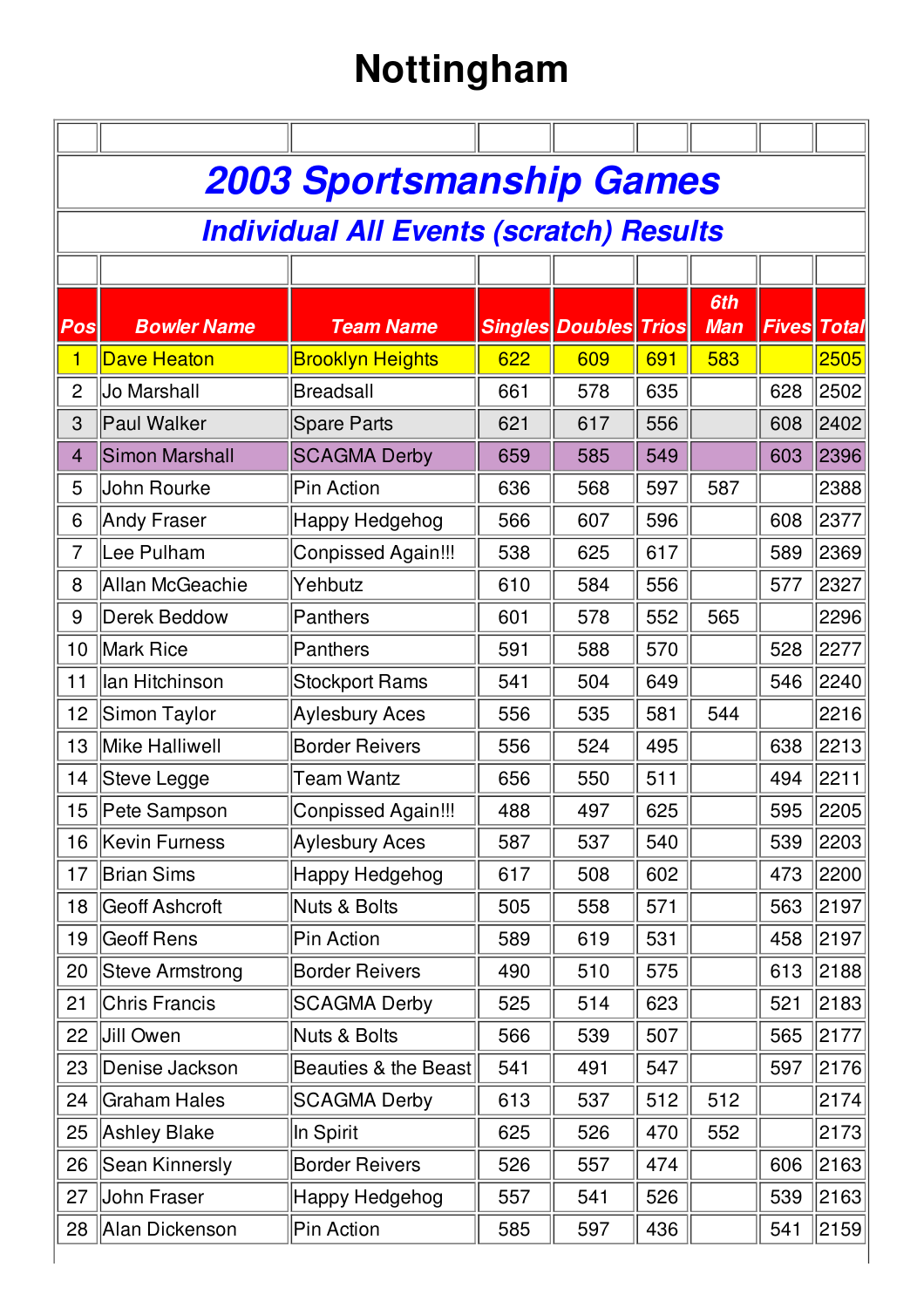# Nottingham

## 2003 Sportsmanship Games

### Individual All Events (scratch) Results

| Pos | Bowler Name | Team Name | Singles | Doubles | Trios | 6th Man | Fives | Total |
|---|---|---|---|---|---|---|---|---|
| 1 | Dave Heaton | Brooklyn Heights | 622 | 609 | 691 | 583 | | 2505 |
| 2 | Jo Marshall | Breadsall | 661 | 578 | 635 | | 628 | 2502 |
| 3 | Paul Walker | Spare Parts | 621 | 617 | 556 | | 608 | 2402 |
| 4 | Simon Marshall | SCAGMA Derby | 659 | 585 | 549 | | 603 | 2396 |
| 5 | John Rourke | Pin Action | 636 | 568 | 597 | 587 | | 2388 |
| 6 | Andy Fraser | Happy Hedgehog | 566 | 607 | 596 | | 608 | 2377 |
| 7 | Lee Pulham | Conpissed Again!!! | 538 | 625 | 617 | | 589 | 2369 |
| 8 | Allan McGeachie | Yehbutz | 610 | 584 | 556 | | 577 | 2327 |
| 9 | Derek Beddow | Panthers | 601 | 578 | 552 | 565 | | 2296 |
| 10 | Mark Rice | Panthers | 591 | 588 | 570 | | 528 | 2277 |
| 11 | Ian Hitchinson | Stockport Rams | 541 | 504 | 649 | | 546 | 2240 |
| 12 | Simon Taylor | Aylesbury Aces | 556 | 535 | 581 | 544 | | 2216 |
| 13 | Mike Halliwell | Border Reivers | 556 | 524 | 495 | | 638 | 2213 |
| 14 | Steve Legge | Team Wantz | 656 | 550 | 511 | | 494 | 2211 |
| 15 | Pete Sampson | Conpissed Again!!! | 488 | 497 | 625 | | 595 | 2205 |
| 16 | Kevin Furness | Aylesbury Aces | 587 | 537 | 540 | | 539 | 2203 |
| 17 | Brian Sims | Happy Hedgehog | 617 | 508 | 602 | | 473 | 2200 |
| 18 | Geoff Ashcroft | Nuts & Bolts | 505 | 558 | 571 | | 563 | 2197 |
| 19 | Geoff Rens | Pin Action | 589 | 619 | 531 | | 458 | 2197 |
| 20 | Steve Armstrong | Border Reivers | 490 | 510 | 575 | | 613 | 2188 |
| 21 | Chris Francis | SCAGMA Derby | 525 | 514 | 623 | | 521 | 2183 |
| 22 | Jill Owen | Nuts & Bolts | 566 | 539 | 507 | | 565 | 2177 |
| 23 | Denise Jackson | Beauties & the Beast | 541 | 491 | 547 | | 597 | 2176 |
| 24 | Graham Hales | SCAGMA Derby | 613 | 537 | 512 | 512 | | 2174 |
| 25 | Ashley Blake | In Spirit | 625 | 526 | 470 | 552 | | 2173 |
| 26 | Sean Kinnersly | Border Reivers | 526 | 557 | 474 | | 606 | 2163 |
| 27 | John Fraser | Happy Hedgehog | 557 | 541 | 526 | | 539 | 2163 |
| 28 | Alan Dickenson | Pin Action | 585 | 597 | 436 | | 541 | 2159 |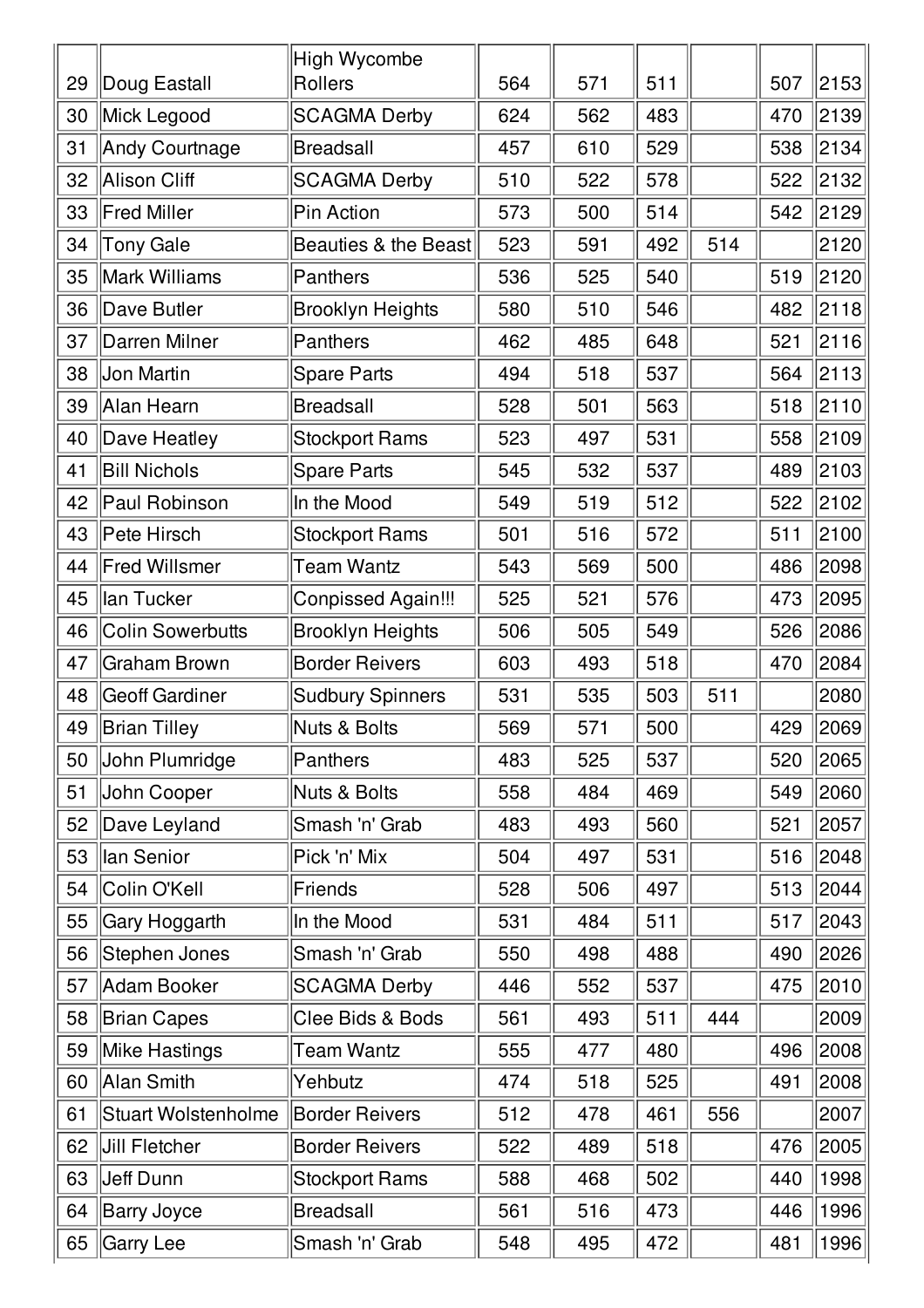| | | | | | | | | |
|---|---|---|---|---|---|---|---|---|
| 29 | Doug Eastall | High Wycombe Rollers | 564 | 571 | 511 | | 507 | 2153 |
| 30 | Mick Legood | SCAGMA Derby | 624 | 562 | 483 | | 470 | 2139 |
| 31 | Andy Courtnage | Breadsall | 457 | 610 | 529 | | 538 | 2134 |
| 32 | Alison Cliff | SCAGMA Derby | 510 | 522 | 578 | | 522 | 2132 |
| 33 | Fred Miller | Pin Action | 573 | 500 | 514 | | 542 | 2129 |
| 34 | Tony Gale | Beauties & the Beast | 523 | 591 | 492 | 514 | | 2120 |
| 35 | Mark Williams | Panthers | 536 | 525 | 540 | | 519 | 2120 |
| 36 | Dave Butler | Brooklyn Heights | 580 | 510 | 546 | | 482 | 2118 |
| 37 | Darren Milner | Panthers | 462 | 485 | 648 | | 521 | 2116 |
| 38 | Jon Martin | Spare Parts | 494 | 518 | 537 | | 564 | 2113 |
| 39 | Alan Hearn | Breadsall | 528 | 501 | 563 | | 518 | 2110 |
| 40 | Dave Heatley | Stockport Rams | 523 | 497 | 531 | | 558 | 2109 |
| 41 | Bill Nichols | Spare Parts | 545 | 532 | 537 | | 489 | 2103 |
| 42 | Paul Robinson | In the Mood | 549 | 519 | 512 | | 522 | 2102 |
| 43 | Pete Hirsch | Stockport Rams | 501 | 516 | 572 | | 511 | 2100 |
| 44 | Fred Willsmer | Team Wantz | 543 | 569 | 500 | | 486 | 2098 |
| 45 | Ian Tucker | Conpissed Again!!! | 525 | 521 | 576 | | 473 | 2095 |
| 46 | Colin Sowerbutts | Brooklyn Heights | 506 | 505 | 549 | | 526 | 2086 |
| 47 | Graham Brown | Border Reivers | 603 | 493 | 518 | | 470 | 2084 |
| 48 | Geoff Gardiner | Sudbury Spinners | 531 | 535 | 503 | 511 | | 2080 |
| 49 | Brian Tilley | Nuts & Bolts | 569 | 571 | 500 | | 429 | 2069 |
| 50 | John Plumridge | Panthers | 483 | 525 | 537 | | 520 | 2065 |
| 51 | John Cooper | Nuts & Bolts | 558 | 484 | 469 | | 549 | 2060 |
| 52 | Dave Leyland | Smash 'n' Grab | 483 | 493 | 560 | | 521 | 2057 |
| 53 | Ian Senior | Pick 'n' Mix | 504 | 497 | 531 | | 516 | 2048 |
| 54 | Colin O'Kell | Friends | 528 | 506 | 497 | | 513 | 2044 |
| 55 | Gary Hoggarth | In the Mood | 531 | 484 | 511 | | 517 | 2043 |
| 56 | Stephen Jones | Smash 'n' Grab | 550 | 498 | 488 | | 490 | 2026 |
| 57 | Adam Booker | SCAGMA Derby | 446 | 552 | 537 | | 475 | 2010 |
| 58 | Brian Capes | Clee Bids & Bods | 561 | 493 | 511 | 444 | | 2009 |
| 59 | Mike Hastings | Team Wantz | 555 | 477 | 480 | | 496 | 2008 |
| 60 | Alan Smith | Yehbutz | 474 | 518 | 525 | | 491 | 2008 |
| 61 | Stuart Wolstenholme | Border Reivers | 512 | 478 | 461 | 556 | | 2007 |
| 62 | Jill Fletcher | Border Reivers | 522 | 489 | 518 | | 476 | 2005 |
| 63 | Jeff Dunn | Stockport Rams | 588 | 468 | 502 | | 440 | 1998 |
| 64 | Barry Joyce | Breadsall | 561 | 516 | 473 | | 446 | 1996 |
| 65 | Garry Lee | Smash 'n' Grab | 548 | 495 | 472 | | 481 | 1996 |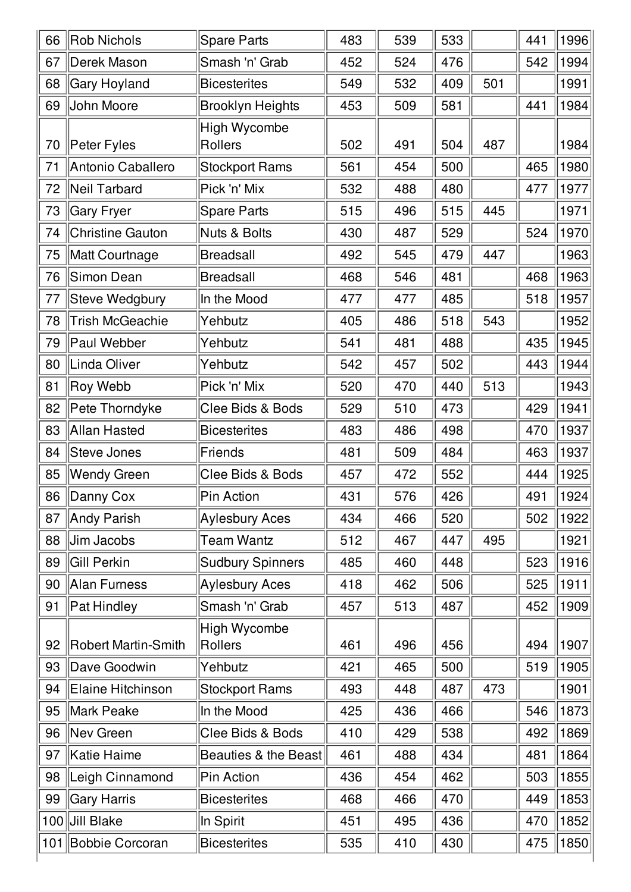| 66 | Rob Nichols | Spare Parts | 483 | 539 | 533 | | 441 | 1996 |
|---|---|---|---|---|---|---|---|---|
| 67 | Derek Mason | Smash 'n' Grab | 452 | 524 | 476 | | 542 | 1994 |
| 68 | Gary Hoyland | Bicesterites | 549 | 532 | 409 | 501 | | 1991 |
| 69 | John Moore | Brooklyn Heights | 453 | 509 | 581 | | 441 | 1984 |
| 70 | Peter Fyles | High Wycombe Rollers | 502 | 491 | 504 | 487 | | 1984 |
| 71 | Antonio Caballero | Stockport Rams | 561 | 454 | 500 | | 465 | 1980 |
| 72 | Neil Tarbard | Pick 'n' Mix | 532 | 488 | 480 | | 477 | 1977 |
| 73 | Gary Fryer | Spare Parts | 515 | 496 | 515 | 445 | | 1971 |
| 74 | Christine Gauton | Nuts & Bolts | 430 | 487 | 529 | | 524 | 1970 |
| 75 | Matt Courtnage | Breadsall | 492 | 545 | 479 | 447 | | 1963 |
| 76 | Simon Dean | Breadsall | 468 | 546 | 481 | | 468 | 1963 |
| 77 | Steve Wedgbury | In the Mood | 477 | 477 | 485 | | 518 | 1957 |
| 78 | Trish McGeachie | Yehbutz | 405 | 486 | 518 | 543 | | 1952 |
| 79 | Paul Webber | Yehbutz | 541 | 481 | 488 | | 435 | 1945 |
| 80 | Linda Oliver | Yehbutz | 542 | 457 | 502 | | 443 | 1944 |
| 81 | Roy Webb | Pick 'n' Mix | 520 | 470 | 440 | 513 | | 1943 |
| 82 | Pete Thorndyke | Clee Bids & Bods | 529 | 510 | 473 | | 429 | 1941 |
| 83 | Allan Hasted | Bicesterites | 483 | 486 | 498 | | 470 | 1937 |
| 84 | Steve Jones | Friends | 481 | 509 | 484 | | 463 | 1937 |
| 85 | Wendy Green | Clee Bids & Bods | 457 | 472 | 552 | | 444 | 1925 |
| 86 | Danny Cox | Pin Action | 431 | 576 | 426 | | 491 | 1924 |
| 87 | Andy Parish | Aylesbury Aces | 434 | 466 | 520 | | 502 | 1922 |
| 88 | Jim Jacobs | Team Wantz | 512 | 467 | 447 | 495 | | 1921 |
| 89 | Gill Perkin | Sudbury Spinners | 485 | 460 | 448 | | 523 | 1916 |
| 90 | Alan Furness | Aylesbury Aces | 418 | 462 | 506 | | 525 | 1911 |
| 91 | Pat Hindley | Smash 'n' Grab | 457 | 513 | 487 | | 452 | 1909 |
| 92 | Robert Martin-Smith | High Wycombe Rollers | 461 | 496 | 456 | | 494 | 1907 |
| 93 | Dave Goodwin | Yehbutz | 421 | 465 | 500 | | 519 | 1905 |
| 94 | Elaine Hitchinson | Stockport Rams | 493 | 448 | 487 | 473 | | 1901 |
| 95 | Mark Peake | In the Mood | 425 | 436 | 466 | | 546 | 1873 |
| 96 | Nev Green | Clee Bids & Bods | 410 | 429 | 538 | | 492 | 1869 |
| 97 | Katie Haime | Beauties & the Beast | 461 | 488 | 434 | | 481 | 1864 |
| 98 | Leigh Cinnamond | Pin Action | 436 | 454 | 462 | | 503 | 1855 |
| 99 | Gary Harris | Bicesterites | 468 | 466 | 470 | | 449 | 1853 |
| 100 | Jill Blake | In Spirit | 451 | 495 | 436 | | 470 | 1852 |
| 101 | Bobbie Corcoran | Bicesterites | 535 | 410 | 430 | | 475 | 1850 |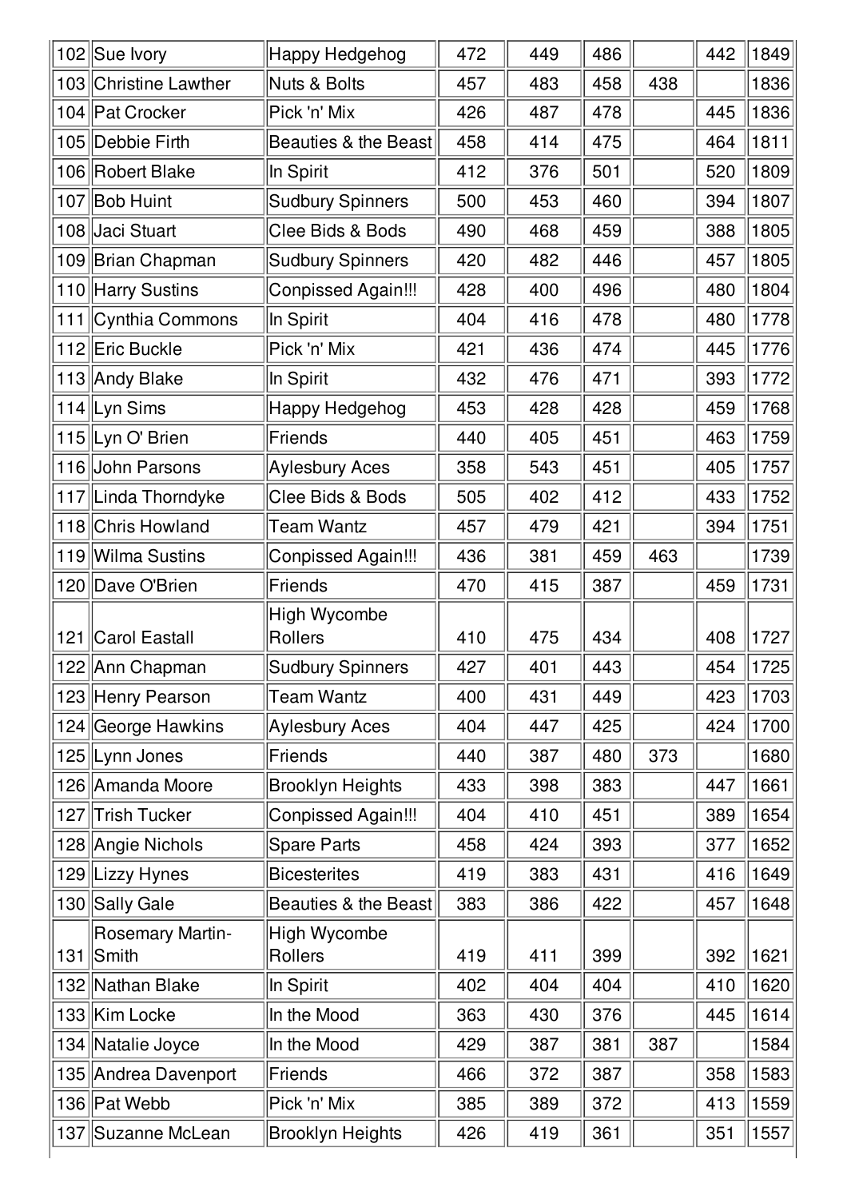| | | | | | | | | |
|---|---|---|---|---|---|---|---|---|
| 102 | Sue Ivory | Happy Hedgehog | 472 | 449 | 486 | | 442 | 1849 |
| 103 | Christine Lawther | Nuts & Bolts | 457 | 483 | 458 | 438 | | 1836 |
| 104 | Pat Crocker | Pick 'n' Mix | 426 | 487 | 478 | | 445 | 1836 |
| 105 | Debbie Firth | Beauties & the Beast | 458 | 414 | 475 | | 464 | 1811 |
| 106 | Robert Blake | In Spirit | 412 | 376 | 501 | | 520 | 1809 |
| 107 | Bob Huint | Sudbury Spinners | 500 | 453 | 460 | | 394 | 1807 |
| 108 | Jaci Stuart | Clee Bids & Bods | 490 | 468 | 459 | | 388 | 1805 |
| 109 | Brian Chapman | Sudbury Spinners | 420 | 482 | 446 | | 457 | 1805 |
| 110 | Harry Sustins | Conpissed Again!!! | 428 | 400 | 496 | | 480 | 1804 |
| 111 | Cynthia Commons | In Spirit | 404 | 416 | 478 | | 480 | 1778 |
| 112 | Eric Buckle | Pick 'n' Mix | 421 | 436 | 474 | | 445 | 1776 |
| 113 | Andy Blake | In Spirit | 432 | 476 | 471 | | 393 | 1772 |
| 114 | Lyn Sims | Happy Hedgehog | 453 | 428 | 428 | | 459 | 1768 |
| 115 | Lyn O' Brien | Friends | 440 | 405 | 451 | | 463 | 1759 |
| 116 | John Parsons | Aylesbury Aces | 358 | 543 | 451 | | 405 | 1757 |
| 117 | Linda Thorndyke | Clee Bids & Bods | 505 | 402 | 412 | | 433 | 1752 |
| 118 | Chris Howland | Team Wantz | 457 | 479 | 421 | | 394 | 1751 |
| 119 | Wilma Sustins | Conpissed Again!!! | 436 | 381 | 459 | 463 | | 1739 |
| 120 | Dave O'Brien | Friends | 470 | 415 | 387 | | 459 | 1731 |
| 121 | Carol Eastall | High Wycombe Rollers | 410 | 475 | 434 | | 408 | 1727 |
| 122 | Ann Chapman | Sudbury Spinners | 427 | 401 | 443 | | 454 | 1725 |
| 123 | Henry Pearson | Team Wantz | 400 | 431 | 449 | | 423 | 1703 |
| 124 | George Hawkins | Aylesbury Aces | 404 | 447 | 425 | | 424 | 1700 |
| 125 | Lynn Jones | Friends | 440 | 387 | 480 | 373 | | 1680 |
| 126 | Amanda Moore | Brooklyn Heights | 433 | 398 | 383 | | 447 | 1661 |
| 127 | Trish Tucker | Conpissed Again!!! | 404 | 410 | 451 | | 389 | 1654 |
| 128 | Angie Nichols | Spare Parts | 458 | 424 | 393 | | 377 | 1652 |
| 129 | Lizzy Hynes | Bicesterites | 419 | 383 | 431 | | 416 | 1649 |
| 130 | Sally Gale | Beauties & the Beast | 383 | 386 | 422 | | 457 | 1648 |
| 131 | Rosemary Martin-Smith | High Wycombe Rollers | 419 | 411 | 399 | | 392 | 1621 |
| 132 | Nathan Blake | In Spirit | 402 | 404 | 404 | | 410 | 1620 |
| 133 | Kim Locke | In the Mood | 363 | 430 | 376 | | 445 | 1614 |
| 134 | Natalie Joyce | In the Mood | 429 | 387 | 381 | 387 | | 1584 |
| 135 | Andrea Davenport | Friends | 466 | 372 | 387 | | 358 | 1583 |
| 136 | Pat Webb | Pick 'n' Mix | 385 | 389 | 372 | | 413 | 1559 |
| 137 | Suzanne McLean | Brooklyn Heights | 426 | 419 | 361 | | 351 | 1557 |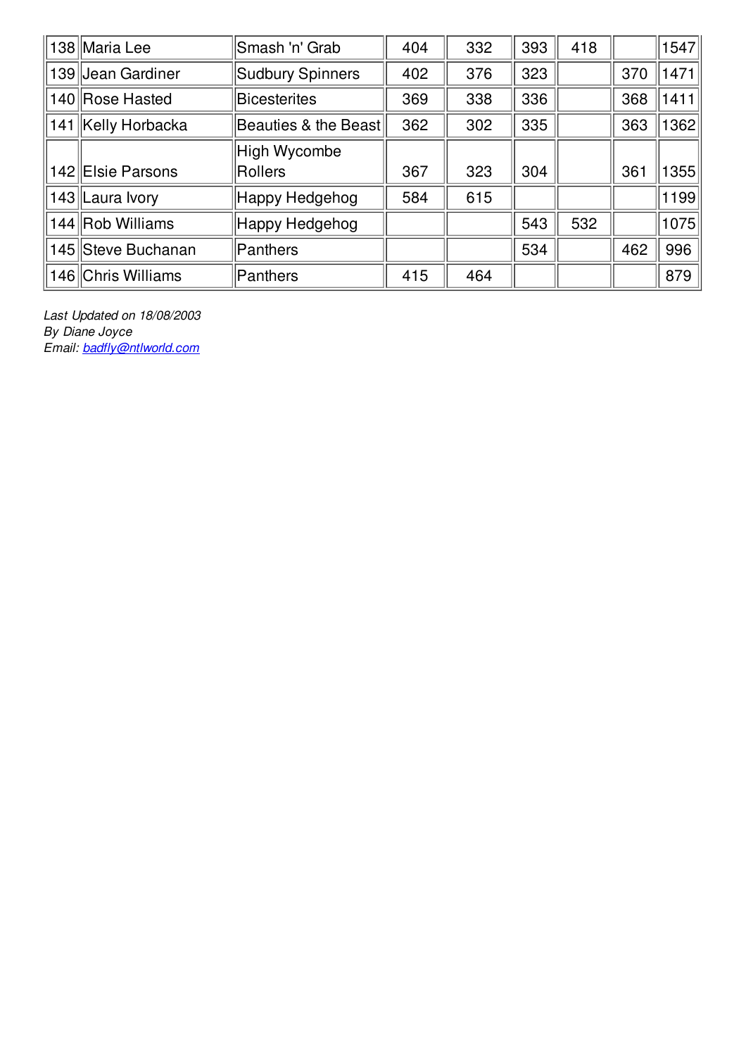| | | | | | | | | |
|---|---|---|---|---|---|---|---|---|
| 138 | Maria Lee | Smash 'n' Grab | 404 | 332 | 393 | 418 | | 1547 |
| 139 | Jean Gardiner | Sudbury Spinners | 402 | 376 | 323 | | 370 | 1471 |
| 140 | Rose Hasted | Bicesterites | 369 | 338 | 336 | | 368 | 1411 |
| 141 | Kelly Horbacka | Beauties & the Beast | 362 | 302 | 335 | | 363 | 1362 |
| 142 | Elsie Parsons | High Wycombe Rollers | 367 | 323 | 304 | | 361 | 1355 |
| 143 | Laura Ivory | Happy Hedgehog | 584 | 615 | | | | 1199 |
| 144 | Rob Williams | Happy Hedgehog | | | 543 | 532 | | 1075 |
| 145 | Steve Buchanan | Panthers | | | 534 | | 462 | 996 |
| 146 | Chris Williams | Panthers | 415 | 464 | | | | 879 |

*Last Updated on 18/08/2003*
*By Diane Joyce*
*Email: badfly@ntlworld.com*